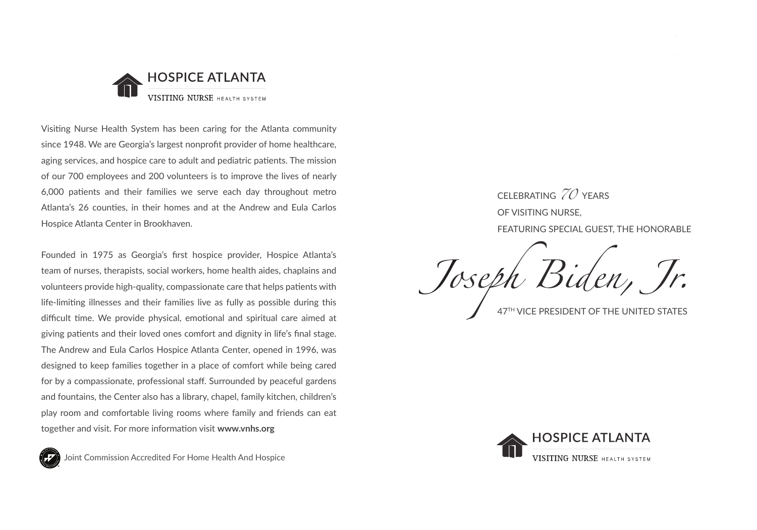# HOSPICE ATLANTA

VISITING NURSE HEALTH SYSTEM

Visiting Nurse Health System has been caring for the Atlanta community since 1948. We are Georgia's largest nonprofit provider of home healthcare, aging services, and hospice care to adult and pediatric patients. The mission of our 700 employees and 200 volunteers is to improve the lives of nearly 6,000 patients and their families we serve each day throughout metro Atlanta's 26 counties, in their homes and at the Andrew and Eula Carlos Hospice Atlanta Center in Brookhaven.

Founded in 1975 as Georgia's first hospice provider, Hospice Atlanta's team of nurses, therapists, social workers, home health aides, chaplains and volunteers provide high-quality, compassionate care that helps patients with life-limiting illnesses and their families live as fully as possible during this difficult time. We provide physical, emotional and spiritual care aimed at giving patients and their loved ones comfort and dignity in life's final stage. The Andrew and Eula Carlos Hospice Atlanta Center, opened in 1996, was designed to keep families together in a place of comfort while being cared for by a compassionate, professional staff. Surrounded by peaceful gardens and fountains, the Center also has a library, chapel, family kitchen, children's play room and comfortable living rooms where family and friends can eat together and visit. For more information visit **www.vnhs.org**

Joint Commission Accredited For Home Health And Hospice

CELEBRATING *70* YEARS
OF VISITING NURSE,
FEATURING SPECIAL GUEST, THE HONORABLE

*Joseph Biden, Jr.*

47TH VICE PRESIDENT OF THE UNITED STATES

HOSPICE ATLANTA

VISITING NURSE HEALTH SYSTEM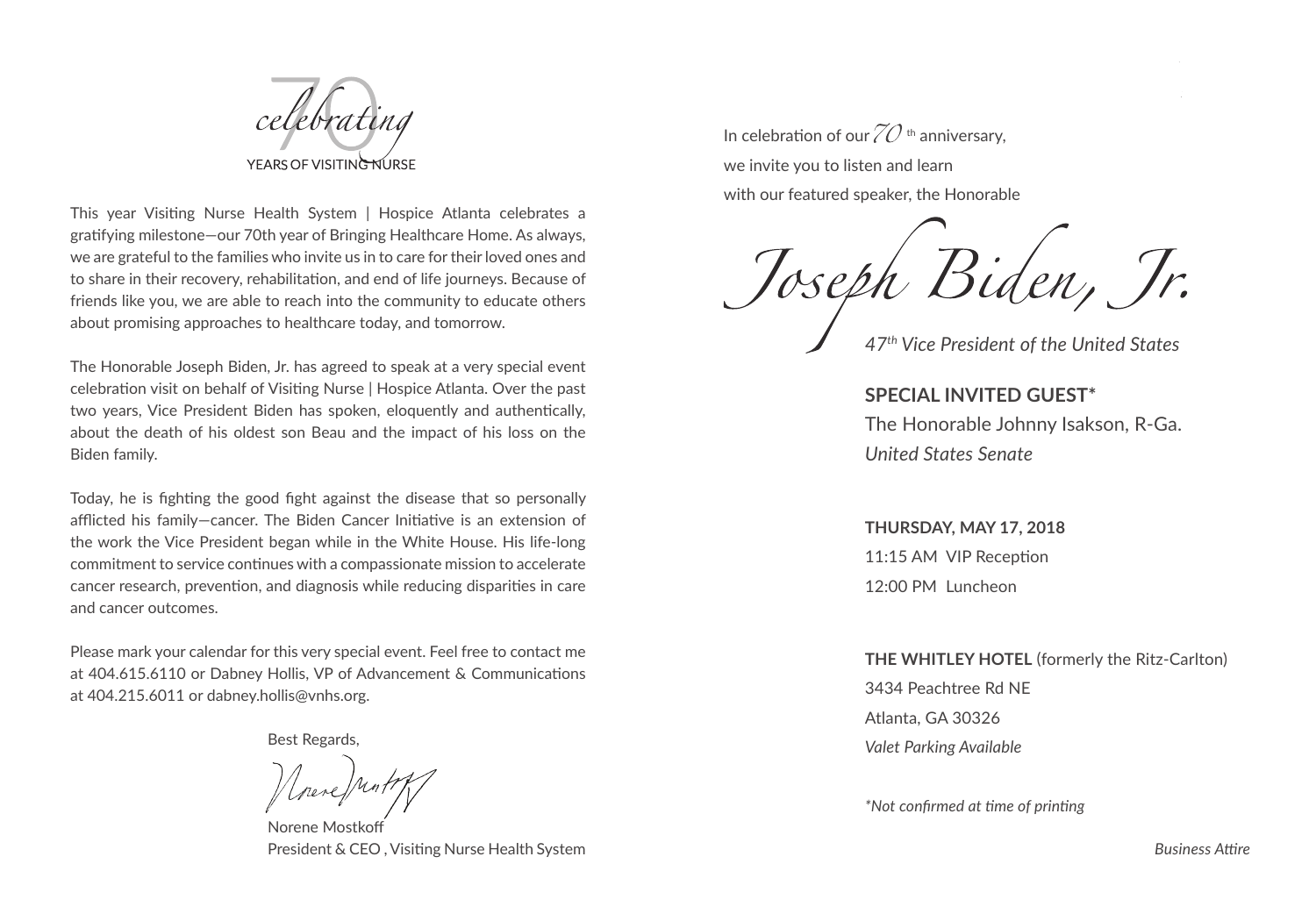# celebrating 70 YEARS OF VISITING NURSE

This year Visiting Nurse Health System | Hospice Atlanta celebrates a gratifying milestone—our 70th year of Bringing Healthcare Home. As always, we are grateful to the families who invite us in to care for their loved ones and to share in their recovery, rehabilitation, and end of life journeys. Because of friends like you, we are able to reach into the community to educate others about promising approaches to healthcare today, and tomorrow.

The Honorable Joseph Biden, Jr. has agreed to speak at a very special event celebration visit on behalf of Visiting Nurse | Hospice Atlanta. Over the past two years, Vice President Biden has spoken, eloquently and authentically, about the death of his oldest son Beau and the impact of his loss on the Biden family.

Today, he is fighting the good fight against the disease that so personally afflicted his family—cancer. The Biden Cancer Initiative is an extension of the work the Vice President began while in the White House. His life-long commitment to service continues with a compassionate mission to accelerate cancer research, prevention, and diagnosis while reducing disparities in care and cancer outcomes.

Please mark your calendar for this very special event. Feel free to contact me at 404.615.6110 or Dabney Hollis, VP of Advancement & Communications at 404.215.6011 or dabney.hollis@vnhs.org.

Best Regards,

Norene Mostkoff
President & CEO , Visiting Nurse Health System

In celebration of our 70th anniversary,
we invite you to listen and learn
with our featured speaker, the Honorable

# Joseph Biden, Jr.

*47th Vice President of the United States*

**SPECIAL INVITED GUEST***
The Honorable Johnny Isakson, R-Ga.
*United States Senate*

**THURSDAY, MAY 17, 2018**
11:15 AM VIP Reception
12:00 PM Luncheon

**THE WHITLEY HOTEL** (formerly the Ritz-Carlton)
3434 Peachtree Rd NE
Atlanta, GA 30326
*Valet Parking Available*

*\*Not confirmed at time of printing*

*Business Attire*